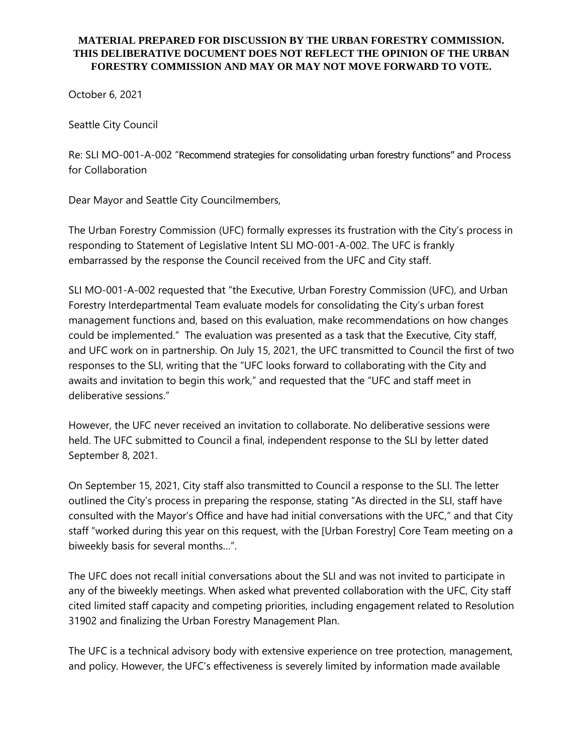**MATERIAL PREPARED FOR DISCUSSION BY THE URBAN FORESTRY COMMISSION. THIS DELIBERATIVE DOCUMENT DOES NOT REFLECT THE OPINION OF THE URBAN FORESTRY COMMISSION AND MAY OR MAY NOT MOVE FORWARD TO VOTE.**

October 6, 2021

Seattle City Council

Re: SLI MO-001-A-002 "Recommend strategies for consolidating urban forestry functions" and Process for Collaboration

Dear Mayor and Seattle City Councilmembers,

The Urban Forestry Commission (UFC) formally expresses its frustration with the City's process in responding to Statement of Legislative Intent SLI MO-001-A-002. The UFC is frankly embarrassed by the response the Council received from the UFC and City staff.

SLI MO-001-A-002 requested that "the Executive, Urban Forestry Commission (UFC), and Urban Forestry Interdepartmental Team evaluate models for consolidating the City's urban forest management functions and, based on this evaluation, make recommendations on how changes could be implemented." The evaluation was presented as a task that the Executive, City staff, and UFC work on in partnership. On July 15, 2021, the UFC transmitted to Council the first of two responses to the SLI, writing that the "UFC looks forward to collaborating with the City and awaits and invitation to begin this work," and requested that the "UFC and staff meet in deliberative sessions."

However, the UFC never received an invitation to collaborate. No deliberative sessions were held. The UFC submitted to Council a final, independent response to the SLI by letter dated September 8, 2021.

On September 15, 2021, City staff also transmitted to Council a response to the SLI. The letter outlined the City's process in preparing the response, stating "As directed in the SLI, staff have consulted with the Mayor's Office and have had initial conversations with the UFC," and that City staff "worked during this year on this request, with the [Urban Forestry] Core Team meeting on a biweekly basis for several months…".

The UFC does not recall initial conversations about the SLI and was not invited to participate in any of the biweekly meetings. When asked what prevented collaboration with the UFC, City staff cited limited staff capacity and competing priorities, including engagement related to Resolution 31902 and finalizing the Urban Forestry Management Plan.

The UFC is a technical advisory body with extensive experience on tree protection, management, and policy. However, the UFC's effectiveness is severely limited by information made available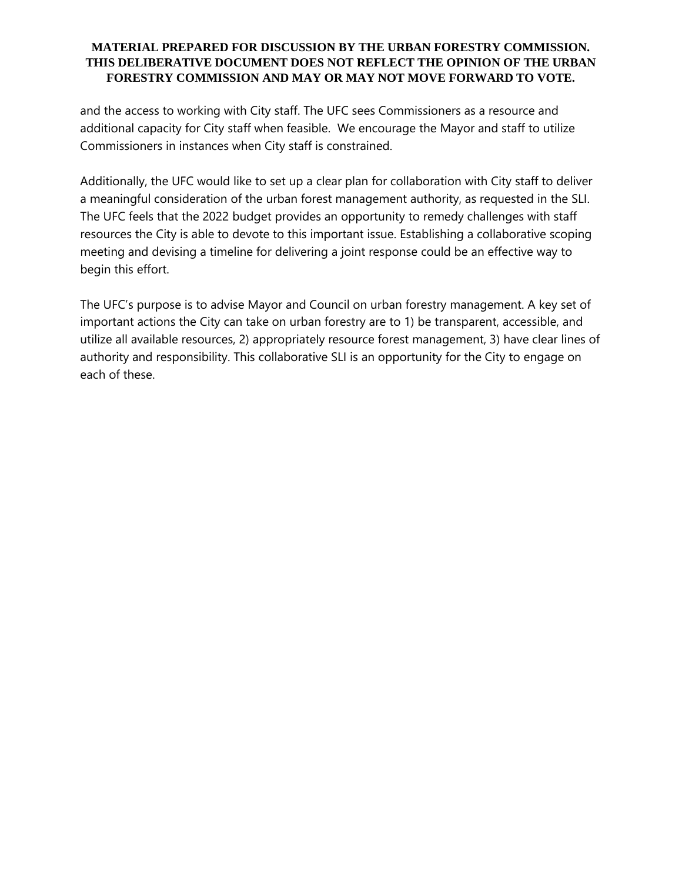and the access to working with City staff. The UFC sees Commissioners as a resource and additional capacity for City staff when feasible. We encourage the Mayor and staff to utilize Commissioners in instances when City staff is constrained.

Additionally, the UFC would like to set up a clear plan for collaboration with City staff to deliver a meaningful consideration of the urban forest management authority, as requested in the SLI. The UFC feels that the 2022 budget provides an opportunity to remedy challenges with staff resources the City is able to devote to this important issue. Establishing a collaborative scoping meeting and devising a timeline for delivering a joint response could be an effective way to begin this effort.

The UFC's purpose is to advise Mayor and Council on urban forestry management. A key set of important actions the City can take on urban forestry are to 1) be transparent, accessible, and utilize all available resources, 2) appropriately resource forest management, 3) have clear lines of authority and responsibility. This collaborative SLI is an opportunity for the City to engage on each of these.